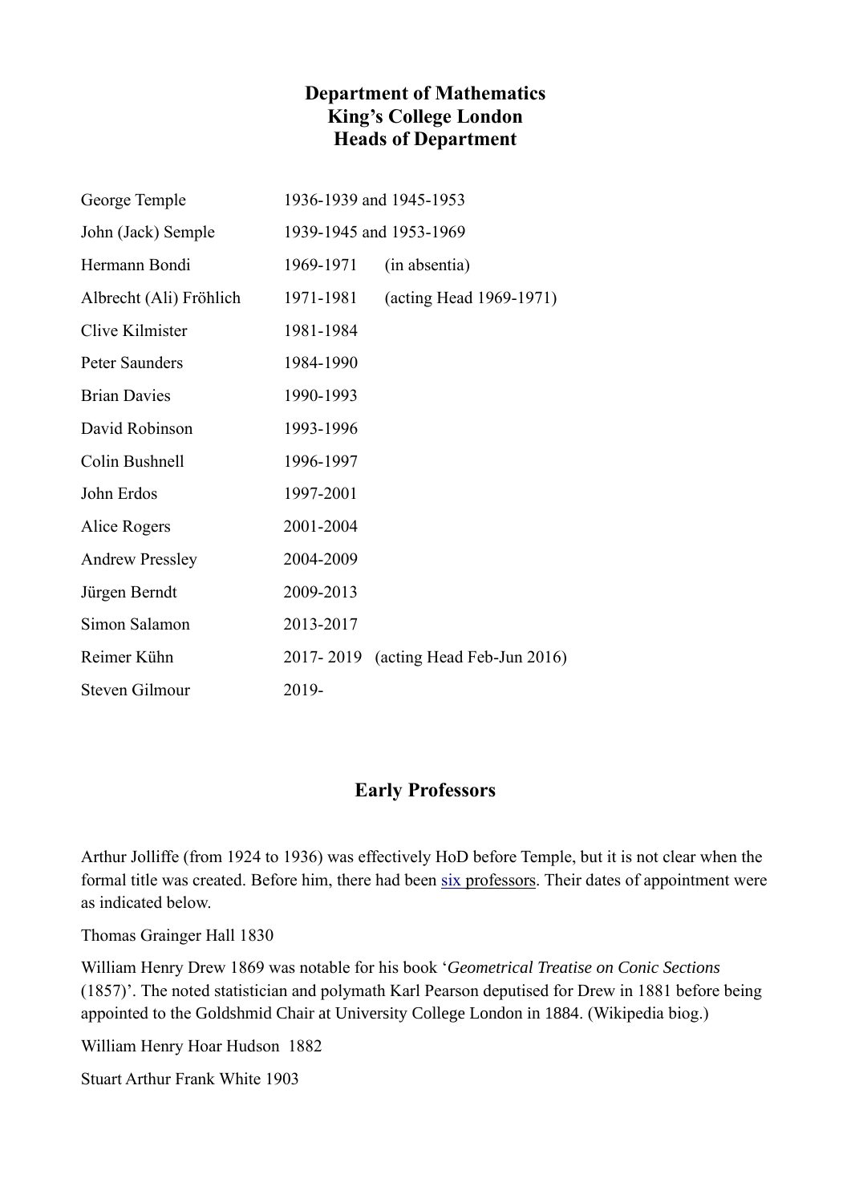# Department of Mathematics
# King's College London
# Heads of Department

| | | |
|---|---|---|
| George Temple | 1936-1939 and 1945-1953 | |
| John (Jack) Semple | 1939-1945 and 1953-1969 | |
| Hermann Bondi | 1969-1971 | (in absentia) |
| Albrecht (Ali) Fröhlich | 1971-1981 | (acting Head 1969-1971) |
| Clive Kilmister | 1981-1984 | |
| Peter Saunders | 1984-1990 | |
| Brian Davies | 1990-1993 | |
| David Robinson | 1993-1996 | |
| Colin Bushnell | 1996-1997 | |
| John Erdos | 1997-2001 | |
| Alice Rogers | 2001-2004 | |
| Andrew Pressley | 2004-2009 | |
| Jürgen Berndt | 2009-2013 | |
| Simon Salamon | 2013-2017 | |
| Reimer Kühn | 2017- 2019 | (acting Head Feb-Jun 2016) |
| Steven Gilmour | 2019- | |

## Early Professors

Arthur Jolliffe (from 1924 to 1936) was effectively HoD before Temple, but it is not clear when the formal title was created. Before him, there had been six professors. Their dates of appointment were as indicated below.

Thomas Grainger Hall 1830

William Henry Drew 1869 was notable for his book '*Geometrical Treatise on Conic Sections* (1857)'. The noted statistician and polymath Karl Pearson deputised for Drew in 1881 before being appointed to the Goldshmid Chair at University College London in 1884. (Wikipedia biog.)

William Henry Hoar Hudson 1882

Stuart Arthur Frank White 1903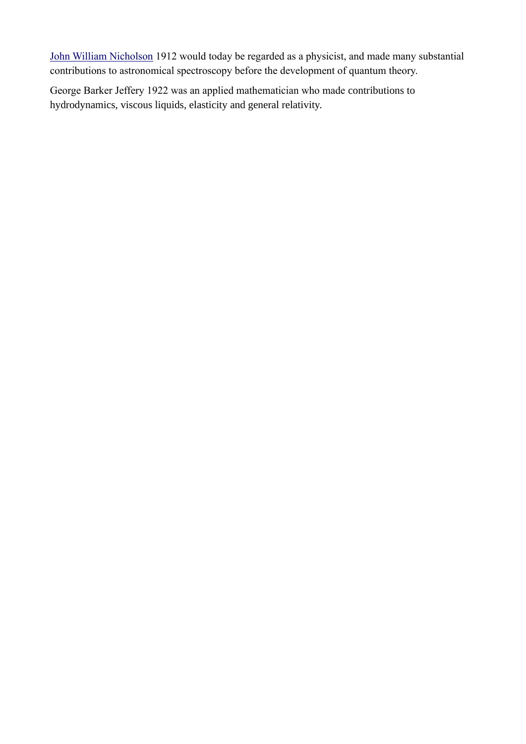John William Nicholson 1912 would today be regarded as a physicist, and made many substantial contributions to astronomical spectroscopy before the development of quantum theory.

George Barker Jeffery 1922 was an applied mathematician who made contributions to hydrodynamics, viscous liquids, elasticity and general relativity.